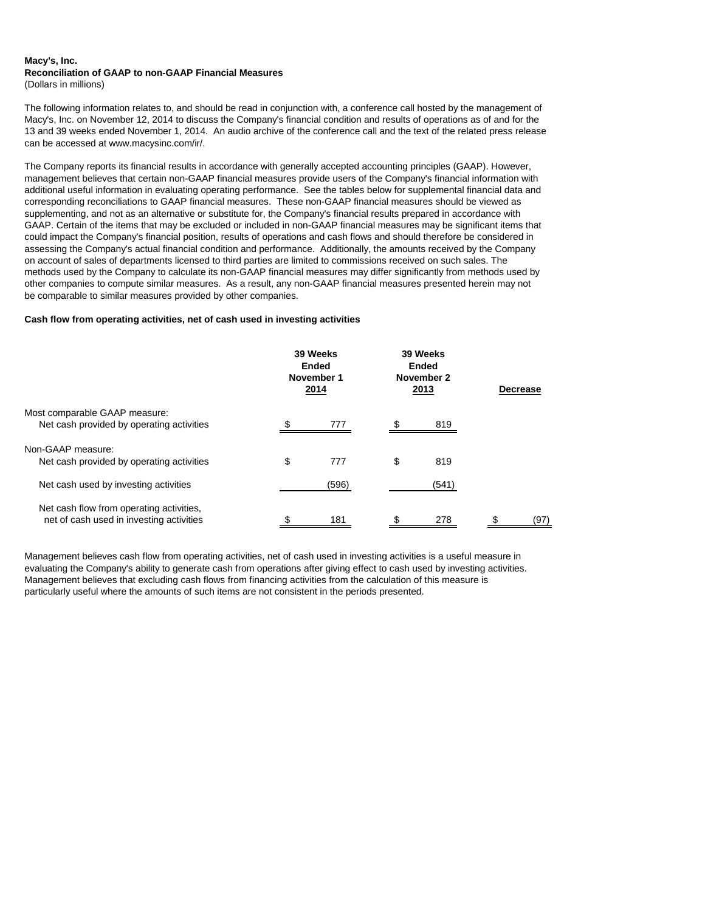**Macy's, Inc.**
**Reconciliation of GAAP to non-GAAP Financial Measures**
(Dollars in millions)

The following information relates to, and should be read in conjunction with, a conference call hosted by the management of Macy's, Inc. on November 12, 2014 to discuss the Company's financial condition and results of operations as of and for the 13 and 39 weeks ended November 1, 2014. An audio archive of the conference call and the text of the related press release can be accessed at www.macysinc.com/ir/.

The Company reports its financial results in accordance with generally accepted accounting principles (GAAP). However, management believes that certain non-GAAP financial measures provide users of the Company's financial information with additional useful information in evaluating operating performance. See the tables below for supplemental financial data and corresponding reconciliations to GAAP financial measures. These non-GAAP financial measures should be viewed as supplementing, and not as an alternative or substitute for, the Company's financial results prepared in accordance with GAAP. Certain of the items that may be excluded or included in non-GAAP financial measures may be significant items that could impact the Company's financial position, results of operations and cash flows and should therefore be considered in assessing the Company's actual financial condition and performance. Additionally, the amounts received by the Company on account of sales of departments licensed to third parties are limited to commissions received on such sales. The methods used by the Company to calculate its non-GAAP financial measures may differ significantly from methods used by other companies to compute similar measures. As a result, any non-GAAP financial measures presented herein may not be comparable to similar measures provided by other companies.

**Cash flow from operating activities, net of cash used in investing activities**

| | 39 Weeks Ended November 1 2014 | 39 Weeks Ended November 2 2013 | Decrease |
|---|---|---|---|
| Most comparable GAAP measure: | | | |
| Net cash provided by operating activities | $ 777 | $ 819 | |
| Non-GAAP measure: | | | |
| Net cash provided by operating activities | $ 777 | $ 819 | |
| Net cash used by investing activities | (596) | (541) | |
| Net cash flow from operating activities, net of cash used in investing activities | $ 181 | $ 278 | $ (97) |

Management believes cash flow from operating activities, net of cash used in investing activities is a useful measure in evaluating the Company's ability to generate cash from operations after giving effect to cash used by investing activities. Management believes that excluding cash flows from financing activities from the calculation of this measure is particularly useful where the amounts of such items are not consistent in the periods presented.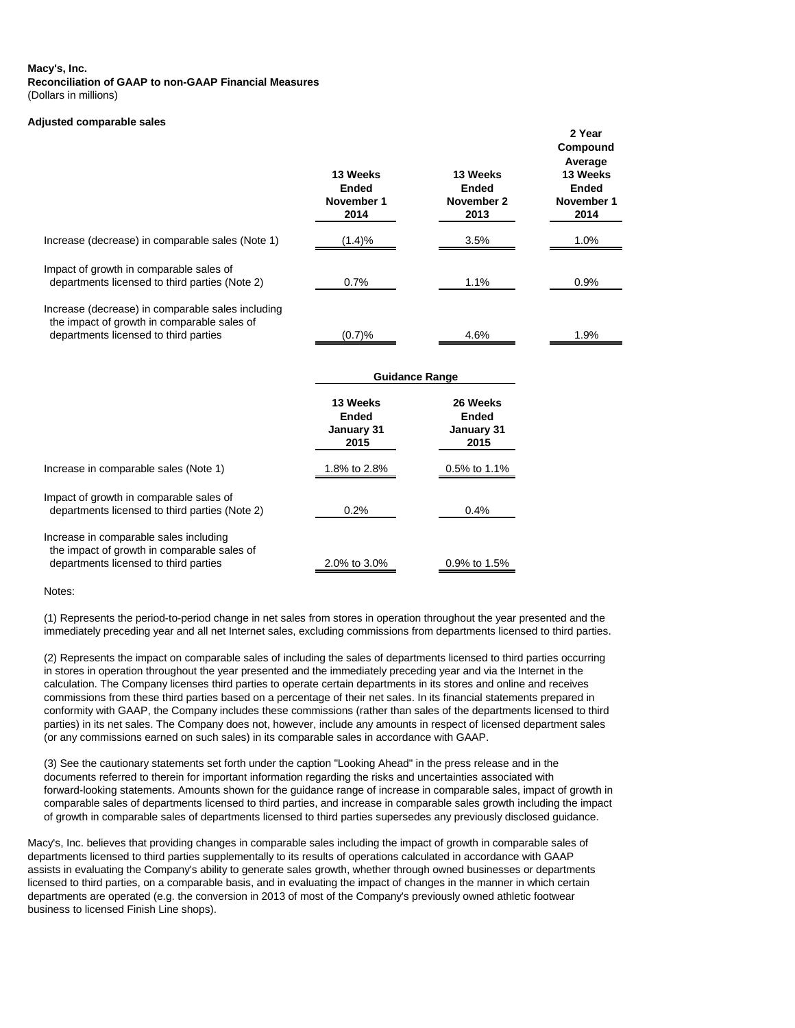**Macy's, Inc.**
**Reconciliation of GAAP to non-GAAP Financial Measures**
(Dollars in millions)

**Adjusted comparable sales**

| | 13 Weeks Ended November 1 2014 | 13 Weeks Ended November 2 2013 | 2 Year Compound Average 13 Weeks Ended November 1 2014 |
|---|---|---|---|
| Increase (decrease) in comparable sales (Note 1) | (1.4)% | 3.5% | 1.0% |
| Impact of growth in comparable sales of departments licensed to third parties (Note 2) | 0.7% | 1.1% | 0.9% |
| Increase (decrease) in comparable sales including the impact of growth in comparable sales of departments licensed to third parties | (0.7)% | 4.6% | 1.9% |

| | Guidance Range | |
|---|---|---|
| | 13 Weeks Ended January 31 2015 | 26 Weeks Ended January 31 2015 |
| Increase in comparable sales (Note 1) | 1.8% to 2.8% | 0.5% to 1.1% |
| Impact of growth in comparable sales of departments licensed to third parties (Note 2) | 0.2% | 0.4% |
| Increase in comparable sales including the impact of growth in comparable sales of departments licensed to third parties | 2.0% to 3.0% | 0.9% to 1.5% |

Notes:

(1) Represents the period-to-period change in net sales from stores in operation throughout the year presented and the immediately preceding year and all net Internet sales, excluding commissions from departments licensed to third parties.

(2) Represents the impact on comparable sales of including the sales of departments licensed to third parties occurring in stores in operation throughout the year presented and the immediately preceding year and via the Internet in the calculation. The Company licenses third parties to operate certain departments in its stores and online and receives commissions from these third parties based on a percentage of their net sales. In its financial statements prepared in conformity with GAAP, the Company includes these commissions (rather than sales of the departments licensed to third parties) in its net sales. The Company does not, however, include any amounts in respect of licensed department sales (or any commissions earned on such sales) in its comparable sales in accordance with GAAP.

(3) See the cautionary statements set forth under the caption "Looking Ahead" in the press release and in the documents referred to therein for important information regarding the risks and uncertainties associated with forward-looking statements. Amounts shown for the guidance range of increase in comparable sales, impact of growth in comparable sales of departments licensed to third parties, and increase in comparable sales growth including the impact of growth in comparable sales of departments licensed to third parties supersedes any previously disclosed guidance.

Macy's, Inc. believes that providing changes in comparable sales including the impact of growth in comparable sales of departments licensed to third parties supplementally to its results of operations calculated in accordance with GAAP assists in evaluating the Company's ability to generate sales growth, whether through owned businesses or departments licensed to third parties, on a comparable basis, and in evaluating the impact of changes in the manner in which certain departments are operated (e.g. the conversion in 2013 of most of the Company's previously owned athletic footwear business to licensed Finish Line shops).